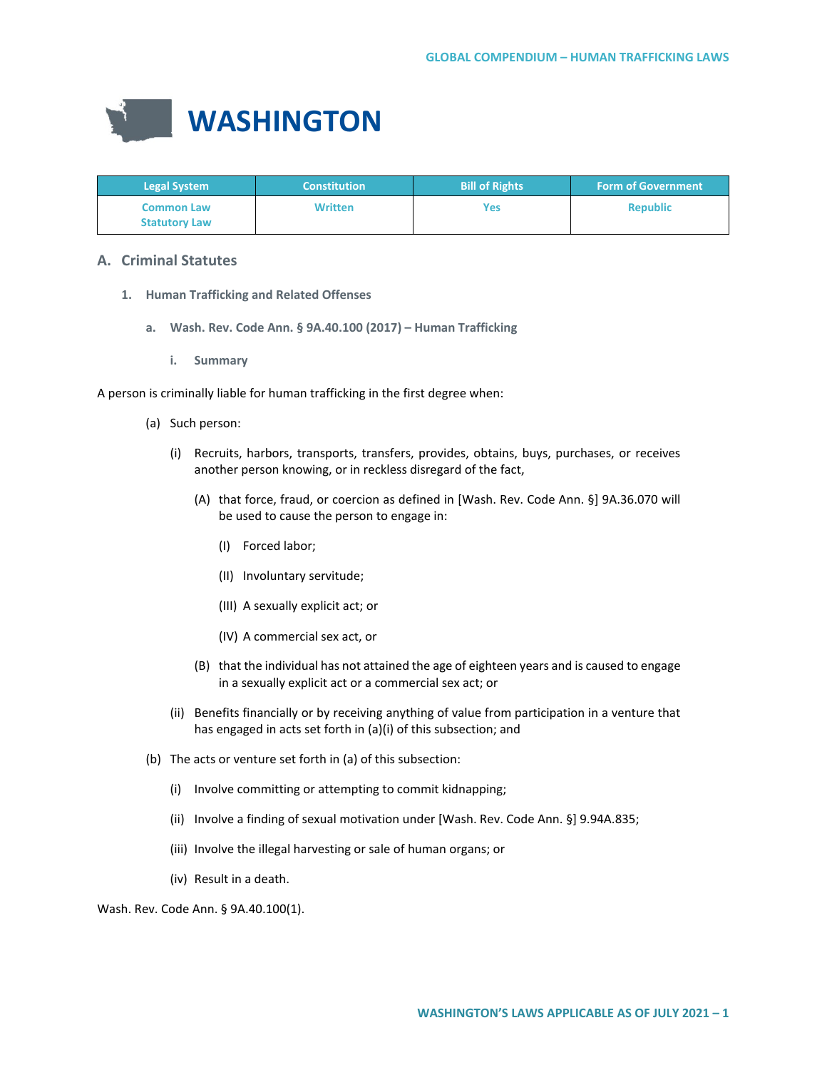# WASHINGTON

| Legal System | Constitution | Bill of Rights | Form of Government |
| --- | --- | --- | --- |
| Common Law<br>Statutory Law | Written | Yes | Republic |

## A. Criminal Statutes

### 1. Human Trafficking and Related Offenses

#### a. Wash. Rev. Code Ann. § 9A.40.100 (2017) – Human Trafficking

##### i. Summary

A person is criminally liable for human trafficking in the first degree when:

(a) Such person:

(i) Recruits, harbors, transports, transfers, provides, obtains, buys, purchases, or receives another person knowing, or in reckless disregard of the fact,

(A) that force, fraud, or coercion as defined in [Wash. Rev. Code Ann. §] 9A.36.070 will be used to cause the person to engage in:

(I) Forced labor;

(II) Involuntary servitude;

(III) A sexually explicit act; or

(IV) A commercial sex act, or

(B) that the individual has not attained the age of eighteen years and is caused to engage in a sexually explicit act or a commercial sex act; or

(ii) Benefits financially or by receiving anything of value from participation in a venture that has engaged in acts set forth in (a)(i) of this subsection; and

(b) The acts or venture set forth in (a) of this subsection:

(i) Involve committing or attempting to commit kidnapping;

(ii) Involve a finding of sexual motivation under [Wash. Rev. Code Ann. §] 9.94A.835;

(iii) Involve the illegal harvesting or sale of human organs; or

(iv) Result in a death.

Wash. Rev. Code Ann. § 9A.40.100(1).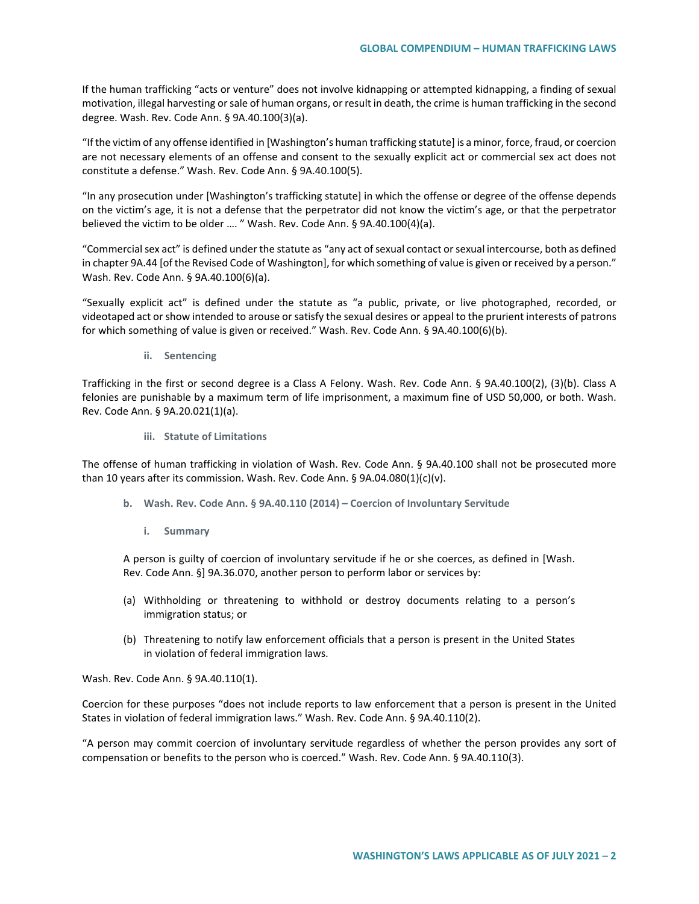If the human trafficking "acts or venture" does not involve kidnapping or attempted kidnapping, a finding of sexual motivation, illegal harvesting or sale of human organs, or result in death, the crime is human trafficking in the second degree. Wash. Rev. Code Ann. § 9A.40.100(3)(a).

"If the victim of any offense identified in [Washington's human trafficking statute] is a minor, force, fraud, or coercion are not necessary elements of an offense and consent to the sexually explicit act or commercial sex act does not constitute a defense." Wash. Rev. Code Ann. § 9A.40.100(5).

"In any prosecution under [Washington's trafficking statute] in which the offense or degree of the offense depends on the victim's age, it is not a defense that the perpetrator did not know the victim's age, or that the perpetrator believed the victim to be older …. " Wash. Rev. Code Ann. § 9A.40.100(4)(a).

"Commercial sex act" is defined under the statute as "any act of sexual contact or sexual intercourse, both as defined in chapter 9A.44 [of the Revised Code of Washington], for which something of value is given or received by a person." Wash. Rev. Code Ann. § 9A.40.100(6)(a).

"Sexually explicit act" is defined under the statute as "a public, private, or live photographed, recorded, or videotaped act or show intended to arouse or satisfy the sexual desires or appeal to the prurient interests of patrons for which something of value is given or received." Wash. Rev. Code Ann. § 9A.40.100(6)(b).

#### ii. Sentencing

Trafficking in the first or second degree is a Class A Felony. Wash. Rev. Code Ann. § 9A.40.100(2), (3)(b). Class A felonies are punishable by a maximum term of life imprisonment, a maximum fine of USD 50,000, or both. Wash. Rev. Code Ann. § 9A.20.021(1)(a).

#### iii. Statute of Limitations

The offense of human trafficking in violation of Wash. Rev. Code Ann. § 9A.40.100 shall not be prosecuted more than 10 years after its commission. Wash. Rev. Code Ann. § 9A.04.080(1)(c)(v).

### b. Wash. Rev. Code Ann. § 9A.40.110 (2014) – Coercion of Involuntary Servitude

#### i. Summary

A person is guilty of coercion of involuntary servitude if he or she coerces, as defined in [Wash. Rev. Code Ann. §] 9A.36.070, another person to perform labor or services by:

(a) Withholding or threatening to withhold or destroy documents relating to a person's immigration status; or

(b) Threatening to notify law enforcement officials that a person is present in the United States in violation of federal immigration laws.

Wash. Rev. Code Ann. § 9A.40.110(1).

Coercion for these purposes "does not include reports to law enforcement that a person is present in the United States in violation of federal immigration laws." Wash. Rev. Code Ann. § 9A.40.110(2).

"A person may commit coercion of involuntary servitude regardless of whether the person provides any sort of compensation or benefits to the person who is coerced." Wash. Rev. Code Ann. § 9A.40.110(3).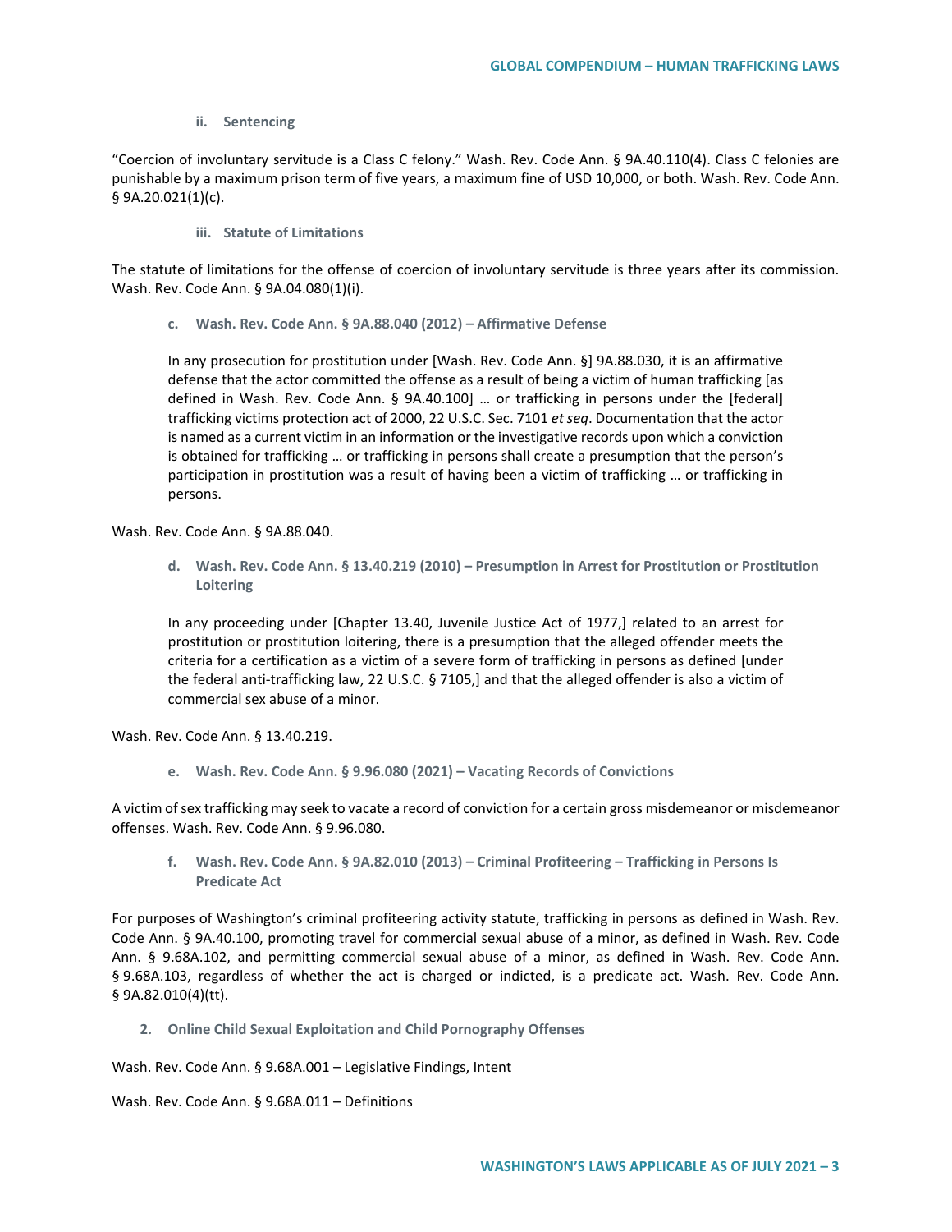#### ii. Sentencing

"Coercion of involuntary servitude is a Class C felony." Wash. Rev. Code Ann. § 9A.40.110(4). Class C felonies are punishable by a maximum prison term of five years, a maximum fine of USD 10,000, or both. Wash. Rev. Code Ann. § 9A.20.021(1)(c).

#### iii. Statute of Limitations

The statute of limitations for the offense of coercion of involuntary servitude is three years after its commission. Wash. Rev. Code Ann. § 9A.04.080(1)(i).

### c. Wash. Rev. Code Ann. § 9A.88.040 (2012) – Affirmative Defense

> In any prosecution for prostitution under [Wash. Rev. Code Ann. §] 9A.88.030, it is an affirmative defense that the actor committed the offense as a result of being a victim of human trafficking [as defined in Wash. Rev. Code Ann. § 9A.40.100] … or trafficking in persons under the [federal] trafficking victims protection act of 2000, 22 U.S.C. Sec. 7101 *et seq*. Documentation that the actor is named as a current victim in an information or the investigative records upon which a conviction is obtained for trafficking … or trafficking in persons shall create a presumption that the person's participation in prostitution was a result of having been a victim of trafficking … or trafficking in persons.

Wash. Rev. Code Ann. § 9A.88.040.

### d. Wash. Rev. Code Ann. § 13.40.219 (2010) – Presumption in Arrest for Prostitution or Prostitution Loitering

> In any proceeding under [Chapter 13.40, Juvenile Justice Act of 1977,] related to an arrest for prostitution or prostitution loitering, there is a presumption that the alleged offender meets the criteria for a certification as a victim of a severe form of trafficking in persons as defined [under the federal anti-trafficking law, 22 U.S.C. § 7105,] and that the alleged offender is also a victim of commercial sex abuse of a minor.

Wash. Rev. Code Ann. § 13.40.219.

### e. Wash. Rev. Code Ann. § 9.96.080 (2021) – Vacating Records of Convictions

A victim of sex trafficking may seek to vacate a record of conviction for a certain gross misdemeanor or misdemeanor offenses. Wash. Rev. Code Ann. § 9.96.080.

### f. Wash. Rev. Code Ann. § 9A.82.010 (2013) – Criminal Profiteering – Trafficking in Persons Is Predicate Act

For purposes of Washington's criminal profiteering activity statute, trafficking in persons as defined in Wash. Rev. Code Ann. § 9A.40.100, promoting travel for commercial sexual abuse of a minor, as defined in Wash. Rev. Code Ann. § 9.68A.102, and permitting commercial sexual abuse of a minor, as defined in Wash. Rev. Code Ann. § 9.68A.103, regardless of whether the act is charged or indicted, is a predicate act. Wash. Rev. Code Ann. § 9A.82.010(4)(tt).

## 2. Online Child Sexual Exploitation and Child Pornography Offenses

Wash. Rev. Code Ann. § 9.68A.001 – Legislative Findings, Intent

Wash. Rev. Code Ann. § 9.68A.011 – Definitions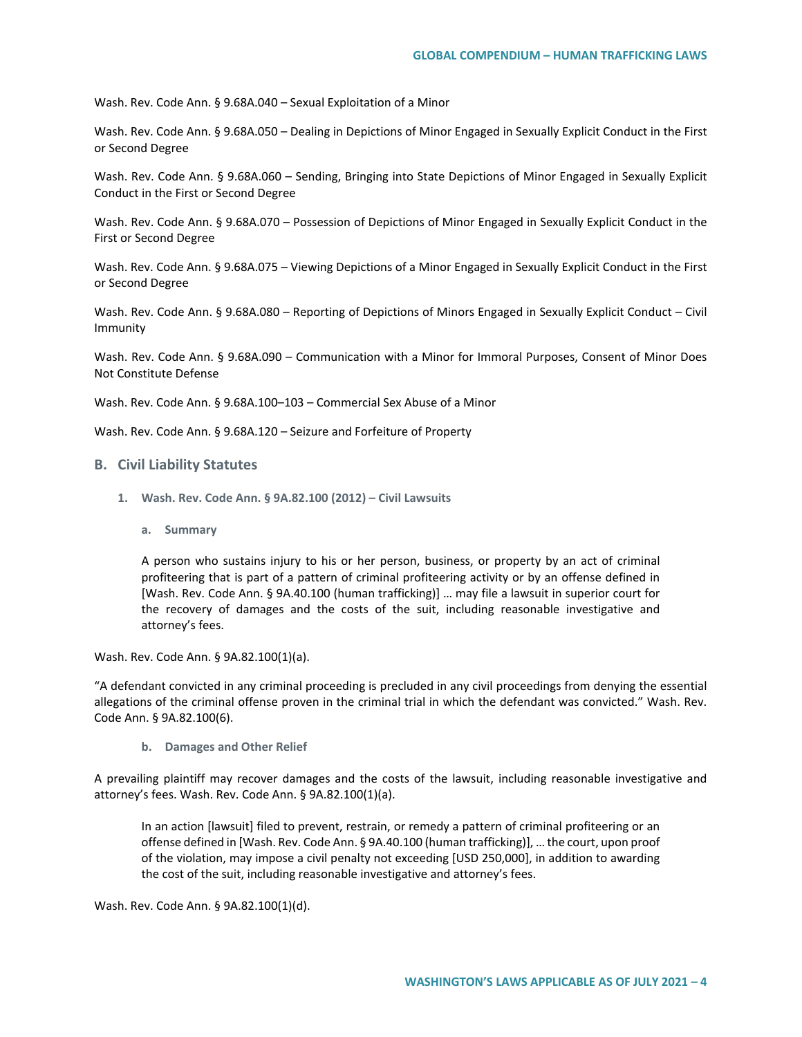Wash. Rev. Code Ann. § 9.68A.040 – Sexual Exploitation of a Minor

Wash. Rev. Code Ann. § 9.68A.050 – Dealing in Depictions of Minor Engaged in Sexually Explicit Conduct in the First or Second Degree

Wash. Rev. Code Ann. § 9.68A.060 – Sending, Bringing into State Depictions of Minor Engaged in Sexually Explicit Conduct in the First or Second Degree

Wash. Rev. Code Ann. § 9.68A.070 – Possession of Depictions of Minor Engaged in Sexually Explicit Conduct in the First or Second Degree

Wash. Rev. Code Ann. § 9.68A.075 – Viewing Depictions of a Minor Engaged in Sexually Explicit Conduct in the First or Second Degree

Wash. Rev. Code Ann. § 9.68A.080 – Reporting of Depictions of Minors Engaged in Sexually Explicit Conduct – Civil Immunity

Wash. Rev. Code Ann. § 9.68A.090 – Communication with a Minor for Immoral Purposes, Consent of Minor Does Not Constitute Defense

Wash. Rev. Code Ann. § 9.68A.100–103 – Commercial Sex Abuse of a Minor

Wash. Rev. Code Ann. § 9.68A.120 – Seizure and Forfeiture of Property

## B. Civil Liability Statutes

### 1. Wash. Rev. Code Ann. § 9A.82.100 (2012) – Civil Lawsuits

#### a. Summary

> A person who sustains injury to his or her person, business, or property by an act of criminal profiteering that is part of a pattern of criminal profiteering activity or by an offense defined in [Wash. Rev. Code Ann. § 9A.40.100 (human trafficking)] … may file a lawsuit in superior court for the recovery of damages and the costs of the suit, including reasonable investigative and attorney's fees.

Wash. Rev. Code Ann. § 9A.82.100(1)(a).

"A defendant convicted in any criminal proceeding is precluded in any civil proceedings from denying the essential allegations of the criminal offense proven in the criminal trial in which the defendant was convicted." Wash. Rev. Code Ann. § 9A.82.100(6).

#### b. Damages and Other Relief

A prevailing plaintiff may recover damages and the costs of the lawsuit, including reasonable investigative and attorney's fees. Wash. Rev. Code Ann. § 9A.82.100(1)(a).

> In an action [lawsuit] filed to prevent, restrain, or remedy a pattern of criminal profiteering or an offense defined in [Wash. Rev. Code Ann. § 9A.40.100 (human trafficking)], … the court, upon proof of the violation, may impose a civil penalty not exceeding [USD 250,000], in addition to awarding the cost of the suit, including reasonable investigative and attorney's fees.

Wash. Rev. Code Ann. § 9A.82.100(1)(d).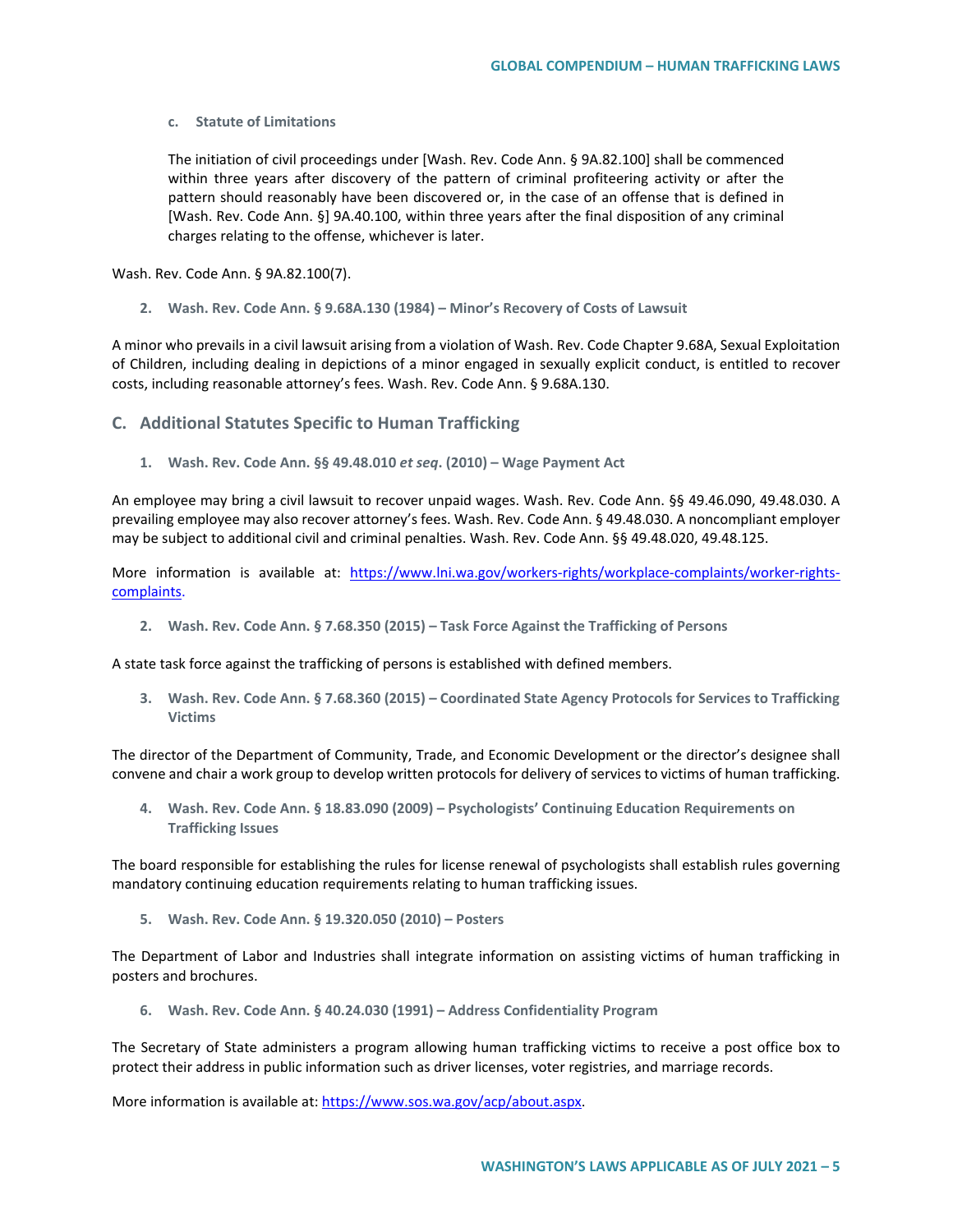c. **Statute of Limitations**

> The initiation of civil proceedings under [Wash. Rev. Code Ann. § 9A.82.100] shall be commenced within three years after discovery of the pattern of criminal profiteering activity or after the pattern should reasonably have been discovered or, in the case of an offense that is defined in [Wash. Rev. Code Ann. §] 9A.40.100, within three years after the final disposition of any criminal charges relating to the offense, whichever is later.

Wash. Rev. Code Ann. § 9A.82.100(7).

#### 2. Wash. Rev. Code Ann. § 9.68A.130 (1984) – Minor's Recovery of Costs of Lawsuit

A minor who prevails in a civil lawsuit arising from a violation of Wash. Rev. Code Chapter 9.68A, Sexual Exploitation of Children, including dealing in depictions of a minor engaged in sexually explicit conduct, is entitled to recover costs, including reasonable attorney's fees. Wash. Rev. Code Ann. § 9.68A.130.

### C. Additional Statutes Specific to Human Trafficking

#### 1. Wash. Rev. Code Ann. §§ 49.48.010 *et seq*. (2010) – Wage Payment Act

An employee may bring a civil lawsuit to recover unpaid wages. Wash. Rev. Code Ann. §§ 49.46.090, 49.48.030. A prevailing employee may also recover attorney's fees. Wash. Rev. Code Ann. § 49.48.030. A noncompliant employer may be subject to additional civil and criminal penalties. Wash. Rev. Code Ann. §§ 49.48.020, 49.48.125.

More information is available at: https://www.lni.wa.gov/workers-rights/workplace-complaints/worker-rights-complaints.

#### 2. Wash. Rev. Code Ann. § 7.68.350 (2015) – Task Force Against the Trafficking of Persons

A state task force against the trafficking of persons is established with defined members.

#### 3. Wash. Rev. Code Ann. § 7.68.360 (2015) – Coordinated State Agency Protocols for Services to Trafficking Victims

The director of the Department of Community, Trade, and Economic Development or the director's designee shall convene and chair a work group to develop written protocols for delivery of services to victims of human trafficking.

#### 4. Wash. Rev. Code Ann. § 18.83.090 (2009) – Psychologists' Continuing Education Requirements on Trafficking Issues

The board responsible for establishing the rules for license renewal of psychologists shall establish rules governing mandatory continuing education requirements relating to human trafficking issues.

#### 5. Wash. Rev. Code Ann. § 19.320.050 (2010) – Posters

The Department of Labor and Industries shall integrate information on assisting victims of human trafficking in posters and brochures.

#### 6. Wash. Rev. Code Ann. § 40.24.030 (1991) – Address Confidentiality Program

The Secretary of State administers a program allowing human trafficking victims to receive a post office box to protect their address in public information such as driver licenses, voter registries, and marriage records.

More information is available at: https://www.sos.wa.gov/acp/about.aspx.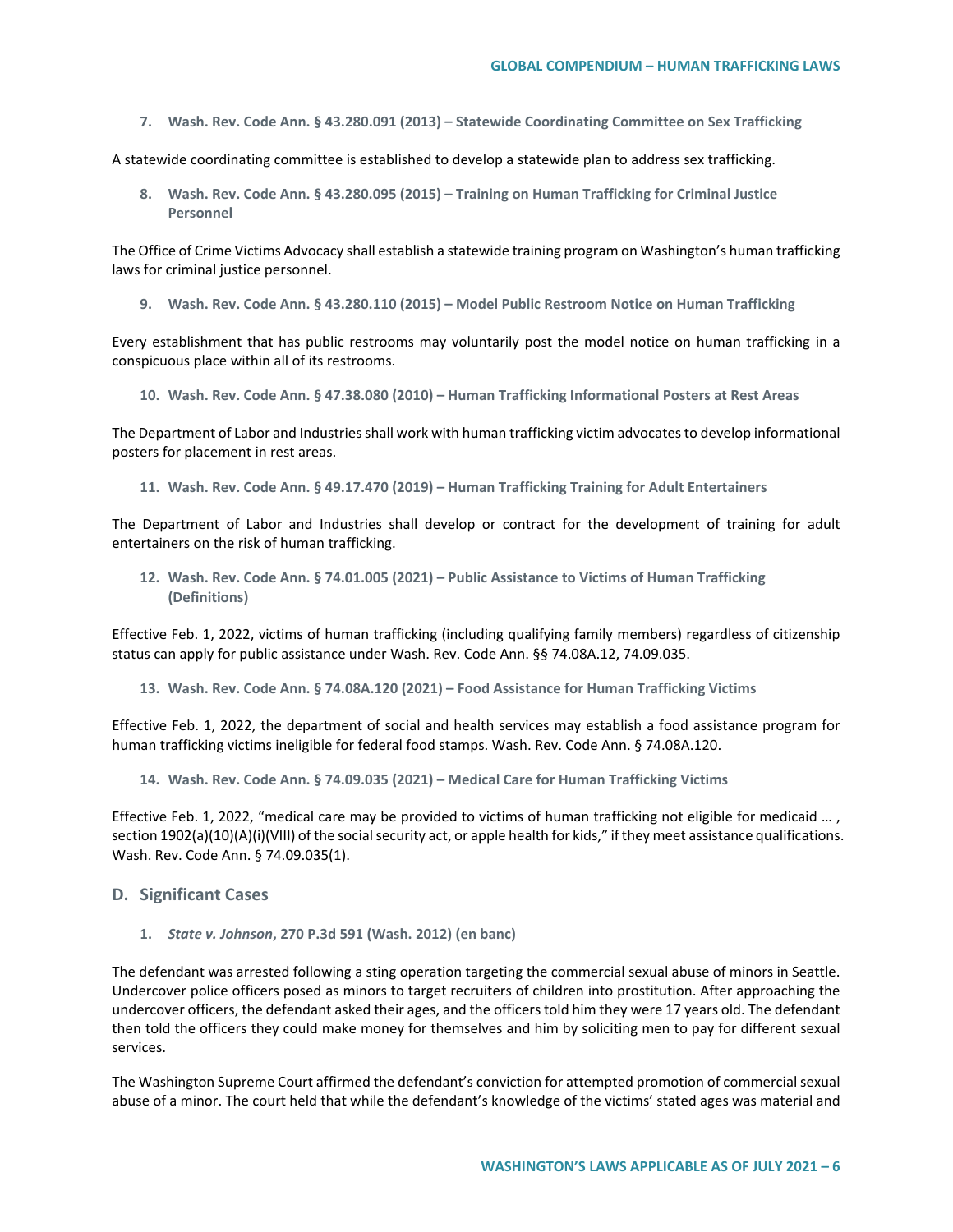**7. Wash. Rev. Code Ann. § 43.280.091 (2013) – Statewide Coordinating Committee on Sex Trafficking**

A statewide coordinating committee is established to develop a statewide plan to address sex trafficking.

**8. Wash. Rev. Code Ann. § 43.280.095 (2015) – Training on Human Trafficking for Criminal Justice Personnel**

The Office of Crime Victims Advocacy shall establish a statewide training program on Washington's human trafficking laws for criminal justice personnel.

**9. Wash. Rev. Code Ann. § 43.280.110 (2015) – Model Public Restroom Notice on Human Trafficking**

Every establishment that has public restrooms may voluntarily post the model notice on human trafficking in a conspicuous place within all of its restrooms.

**10. Wash. Rev. Code Ann. § 47.38.080 (2010) – Human Trafficking Informational Posters at Rest Areas**

The Department of Labor and Industries shall work with human trafficking victim advocates to develop informational posters for placement in rest areas.

**11. Wash. Rev. Code Ann. § 49.17.470 (2019) – Human Trafficking Training for Adult Entertainers**

The Department of Labor and Industries shall develop or contract for the development of training for adult entertainers on the risk of human trafficking.

**12. Wash. Rev. Code Ann. § 74.01.005 (2021) – Public Assistance to Victims of Human Trafficking (Definitions)**

Effective Feb. 1, 2022, victims of human trafficking (including qualifying family members) regardless of citizenship status can apply for public assistance under Wash. Rev. Code Ann. §§ 74.08A.12, 74.09.035.

**13. Wash. Rev. Code Ann. § 74.08A.120 (2021) – Food Assistance for Human Trafficking Victims**

Effective Feb. 1, 2022, the department of social and health services may establish a food assistance program for human trafficking victims ineligible for federal food stamps. Wash. Rev. Code Ann. § 74.08A.120.

**14. Wash. Rev. Code Ann. § 74.09.035 (2021) – Medical Care for Human Trafficking Victims**

Effective Feb. 1, 2022, "medical care may be provided to victims of human trafficking not eligible for medicaid … , section 1902(a)(10)(A)(i)(VIII) of the social security act, or apple health for kids," if they meet assistance qualifications. Wash. Rev. Code Ann. § 74.09.035(1).

## D. Significant Cases

**1. *State v. Johnson*, 270 P.3d 591 (Wash. 2012) (en banc)**

The defendant was arrested following a sting operation targeting the commercial sexual abuse of minors in Seattle. Undercover police officers posed as minors to target recruiters of children into prostitution. After approaching the undercover officers, the defendant asked their ages, and the officers told him they were 17 years old. The defendant then told the officers they could make money for themselves and him by soliciting men to pay for different sexual services.

The Washington Supreme Court affirmed the defendant's conviction for attempted promotion of commercial sexual abuse of a minor. The court held that while the defendant's knowledge of the victims' stated ages was material and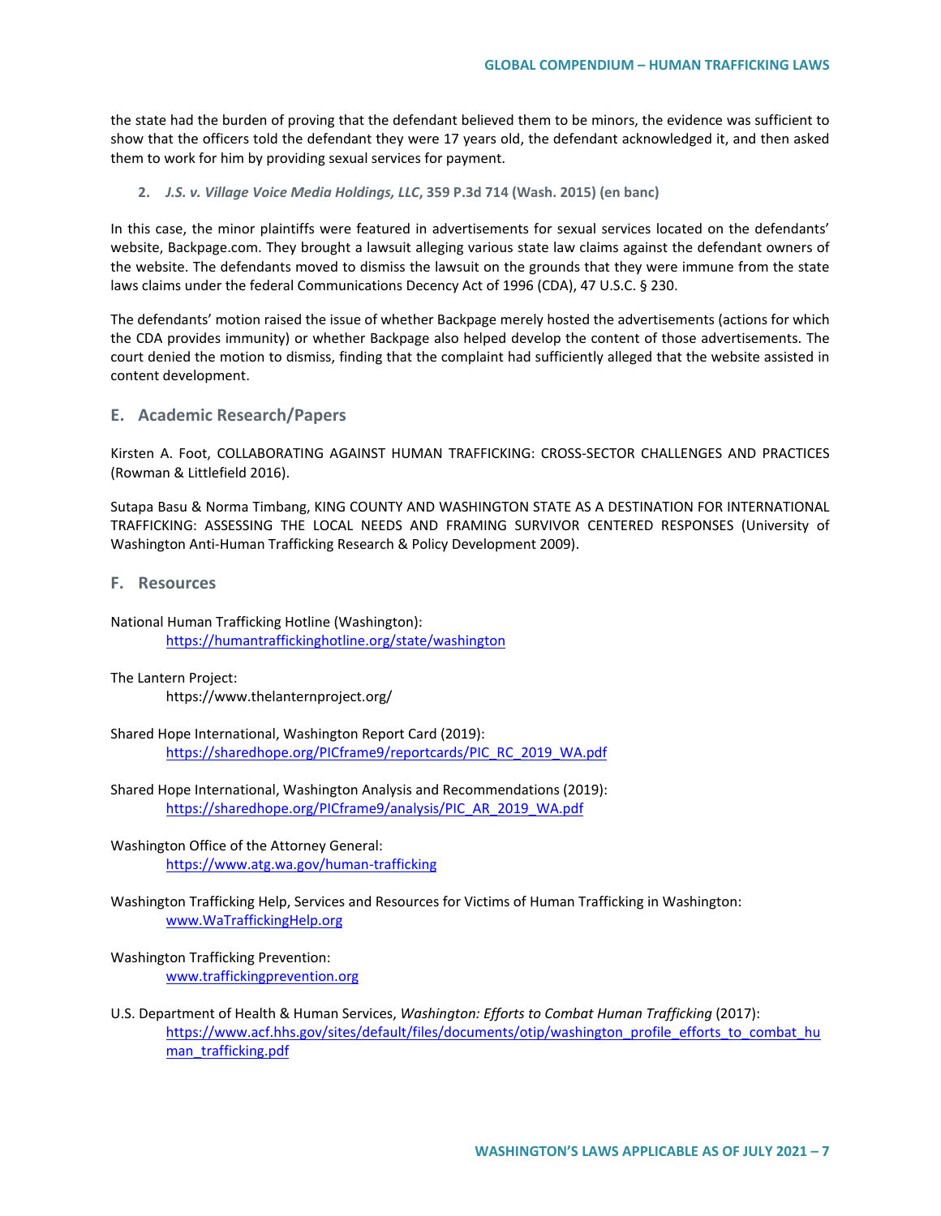the state had the burden of proving that the defendant believed them to be minors, the evidence was sufficient to show that the officers told the defendant they were 17 years old, the defendant acknowledged it, and then asked them to work for him by providing sexual services for payment.

2. ***J.S. v. Village Voice Media Holdings, LLC*, 359 P.3d 714 (Wash. 2015) (en banc)**

In this case, the minor plaintiffs were featured in advertisements for sexual services located on the defendants' website, Backpage.com. They brought a lawsuit alleging various state law claims against the defendant owners of the website. The defendants moved to dismiss the lawsuit on the grounds that they were immune from the state laws claims under the federal Communications Decency Act of 1996 (CDA), 47 U.S.C. § 230.

The defendants' motion raised the issue of whether Backpage merely hosted the advertisements (actions for which the CDA provides immunity) or whether Backpage also helped develop the content of those advertisements. The court denied the motion to dismiss, finding that the complaint had sufficiently alleged that the website assisted in content development.

## E. Academic Research/Papers

Kirsten A. Foot, COLLABORATING AGAINST HUMAN TRAFFICKING: CROSS-SECTOR CHALLENGES AND PRACTICES (Rowman & Littlefield 2016).

Sutapa Basu & Norma Timbang, KING COUNTY AND WASHINGTON STATE AS A DESTINATION FOR INTERNATIONAL TRAFFICKING: ASSESSING THE LOCAL NEEDS AND FRAMING SURVIVOR CENTERED RESPONSES (University of Washington Anti-Human Trafficking Research & Policy Development 2009).

## F. Resources

National Human Trafficking Hotline (Washington):
https://humantraffickinghotline.org/state/washington

The Lantern Project:
https://www.thelanternproject.org/

Shared Hope International, Washington Report Card (2019):
https://sharedhope.org/PICframe9/reportcards/PIC_RC_2019_WA.pdf

Shared Hope International, Washington Analysis and Recommendations (2019):
https://sharedhope.org/PICframe9/analysis/PIC_AR_2019_WA.pdf

Washington Office of the Attorney General:
https://www.atg.wa.gov/human-trafficking

Washington Trafficking Help, Services and Resources for Victims of Human Trafficking in Washington:
www.WaTraffickingHelp.org

Washington Trafficking Prevention:
www.traffickingprevention.org

U.S. Department of Health & Human Services, *Washington: Efforts to Combat Human Trafficking* (2017):
https://www.acf.hhs.gov/sites/default/files/documents/otip/washington_profile_efforts_to_combat_human_trafficking.pdf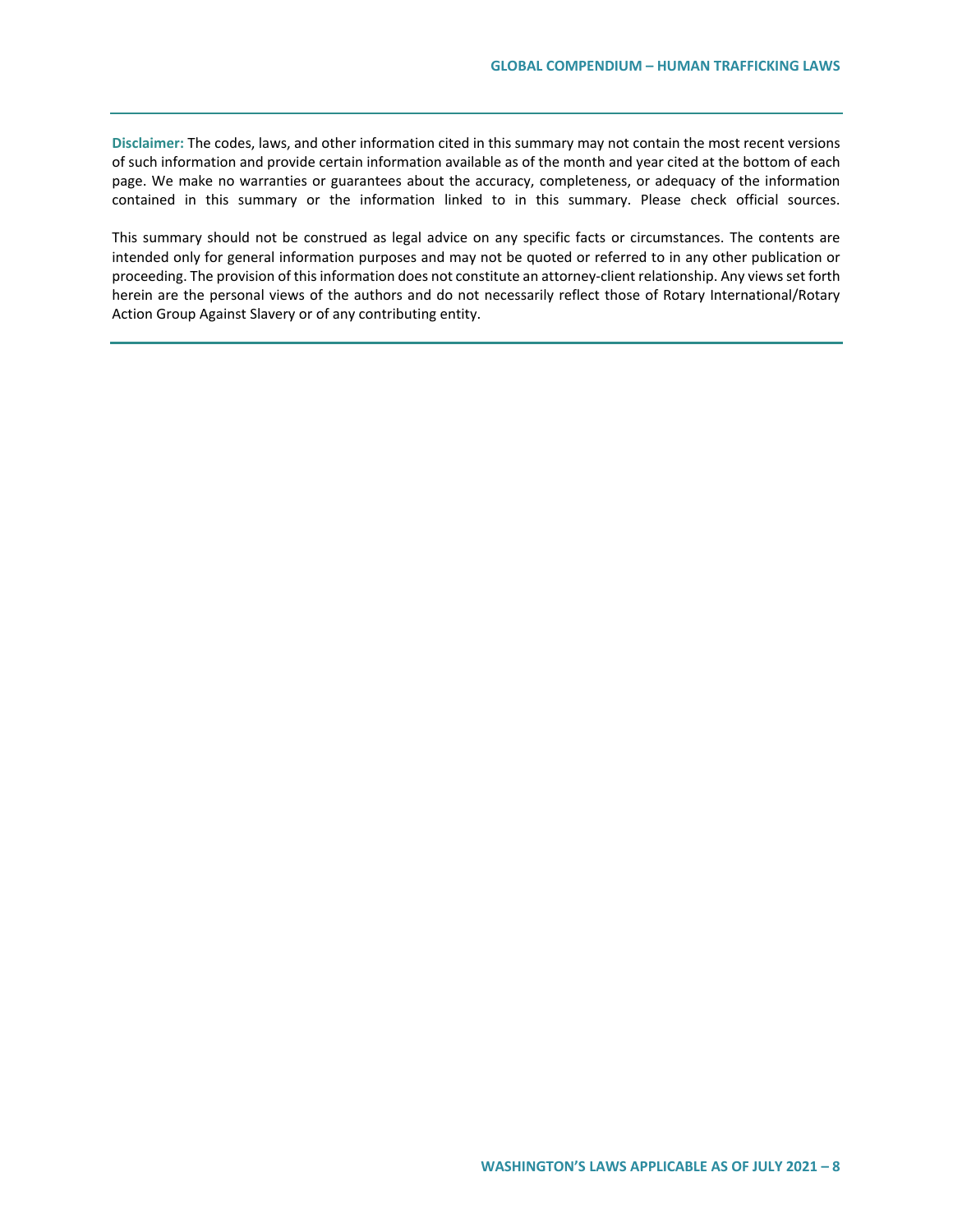**Disclaimer:** The codes, laws, and other information cited in this summary may not contain the most recent versions of such information and provide certain information available as of the month and year cited at the bottom of each page. We make no warranties or guarantees about the accuracy, completeness, or adequacy of the information contained in this summary or the information linked to in this summary. Please check official sources.

This summary should not be construed as legal advice on any specific facts or circumstances. The contents are intended only for general information purposes and may not be quoted or referred to in any other publication or proceeding. The provision of this information does not constitute an attorney-client relationship. Any views set forth herein are the personal views of the authors and do not necessarily reflect those of Rotary International/Rotary Action Group Against Slavery or of any contributing entity.